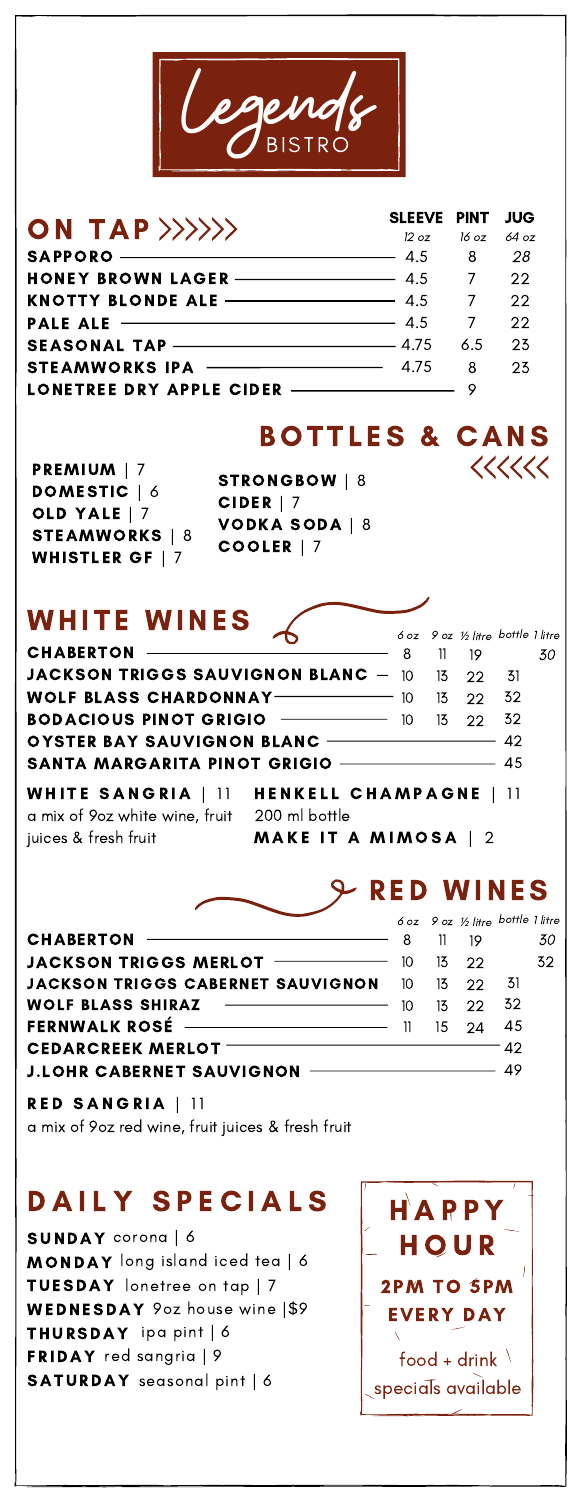# Legends BISTRO

## ON TAP >>>>>>

| | SLEEVE *12 oz* | PINT *16 oz* | JUG *64 oz* |
|---|---|---|---|
| SAPPORO | 4.5 | 8 | 28 |
| HONEY BROWN LAGER | 4.5 | 7 | 22 |
| KNOTTY BLONDE ALE | 4.5 | 7 | 22 |
| PALE ALE | 4.5 | 7 | 22 |
| SEASONAL TAP | 4.75 | 6.5 | 23 |
| STEAMWORKS IPA | 4.75 | 8 | 23 |
| LONETREE DRY APPLE CIDER | | 9 | |

## BOTTLES & CANS <<<<<<

**PREMIUM** | 7
**DOMESTIC** | 6
**OLD YALE** | 7
**STEAMWORKS** | 8
**WHISTLER GF** | 7

**STRONGBOW** | 8
**CIDER** | 7
**VODKA SODA** | 8
**COOLER** | 7

## WHITE WINES

| | *6 oz* | *9 oz* | *½ litre* | *bottle* | *1 litre* |
|---|---|---|---|---|---|
| CHABERTON | 8 | 11 | 19 | | 30 |
| JACKSON TRIGGS SAUVIGNON BLANC | 10 | 13 | 22 | 31 | |
| WOLF BLASS CHARDONNAY | 10 | 13 | 22 | 32 | |
| BODACIOUS PINOT GRIGIO | 10 | 13 | 22 | 32 | |
| OYSTER BAY SAUVIGNON BLANC | | | | 42 | |
| SANTA MARGARITA PINOT GRIGIO | | | | 45 | |

**WHITE SANGRIA** | 11
a mix of 9oz white wine, fruit juices & fresh fruit

**HENKELL CHAMPAGNE** | 11
200 ml bottle
**MAKE IT A MIMOSA** | 2

## RED WINES

| | *6 oz* | *9 oz* | *½ litre* | *bottle* | *1 litre* |
|---|---|---|---|---|---|
| CHABERTON | 8 | 11 | 19 | | 30 |
| JACKSON TRIGGS MERLOT | 10 | 13 | 22 | | 32 |
| JACKSON TRIGGS CABERNET SAUVIGNON | 10 | 13 | 22 | 31 | |
| WOLF BLASS SHIRAZ | 10 | 13 | 22 | 32 | |
| FERNWALK ROSÉ | 11 | 15 | 24 | 45 | |
| CEDARCREEK MERLOT | | | | 42 | |
| J.LOHR CABERNET SAUVIGNON | | | | 49 | |

**RED SANGRIA** | 11
a mix of 9oz red wine, fruit juices & fresh fruit

## DAILY SPECIALS

**SUNDAY** corona | 6
**MONDAY** long island iced tea | 6
**TUESDAY** lonetree on tap | 7
**WEDNESDAY** 9oz house wine |$9
**THURSDAY** ipa pint | 6
**FRIDAY** red sangria | 9
**SATURDAY** seasonal pint | 6

## HAPPY HOUR

**2PM TO 5PM EVERY DAY**

food + drink specials available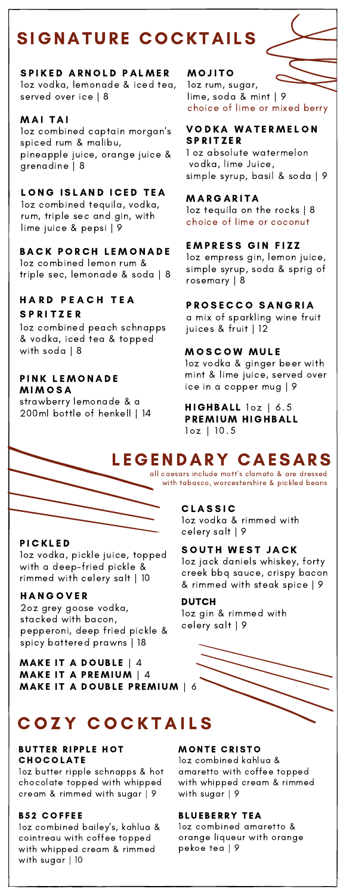# SIGNATURE COCKTAILS

**SPIKED ARNOLD PALMER**
1oz vodka, lemonade & iced tea, served over ice | 8

**MAI TAI**
1oz combined captain morgan's spiced rum & malibu, pineapple juice, orange juice & grenadine | 8

**LONG ISLAND ICED TEA**
1oz combined tequila, vodka, rum, triple sec and gin, with lime juice & pepsi | 9

**BACK PORCH LEMONADE**
1oz combined lemon rum & triple sec, lemonade & soda | 8

**HARD PEACH TEA SPRITZER**
1oz combined peach schnapps & vodka, iced tea & topped with soda | 8

**PINK LEMONADE MIMOSA**
strawberry lemonade & a 200ml bottle of henkell | 14

**MOJITO**
1oz rum, sugar, lime, soda & mint | 9
choice of lime or mixed berry

**VODKA WATERMELON SPRITZER**
1 oz absolute watermelon vodka, lime Juice, simple syrup, basil & soda | 9

**MARGARITA**
1oz tequila on the rocks | 8
choice of lime or coconut

**EMPRESS GIN FIZZ**
1oz empress gin, lemon juice, simple syrup, soda & sprig of rosemary | 8

**PROSECCO SANGRIA**
a mix of sparkling wine fruit juices & fruit | 12

**MOSCOW MULE**
1oz vodka & ginger beer with mint & lime juice, served over ice in a copper mug | 9

**HIGHBALL** 1oz | 6.5
**PREMIUM HIGHBALL** 1oz | 10.5

# LEGENDARY CAESARS

all caesars include mott's clamato & are dressed with tabasco, worcestershire & pickled beans

**CLASSIC**
1oz vodka & rimmed with celery salt | 9

**PICKLED**
1oz vodka, pickle juice, topped with a deep-fried pickle & rimmed with celery salt | 10

**SOUTH WEST JACK**
1oz jack daniels whiskey, forty creek bbq sauce, crispy bacon & rimmed with steak spice | 9

**HANGOVER**
2oz grey goose vodka, stacked with bacon, pepperoni, deep fried pickle & spicy battered prawns | 18

**DUTCH**
1oz gin & rimmed with celery salt | 9

**MAKE IT A DOUBLE** | 4
**MAKE IT A PREMIUM** | 4
**MAKE IT A DOUBLE PREMIUM** | 6

# COZY COCKTAILS

**BUTTER RIPPLE HOT CHOCOLATE**
1oz butter ripple schnapps & hot chocolate topped with whipped cream & rimmed with sugar | 9

**B52 COFFEE**
1oz combined bailey's, kahlua & cointreau with coffee topped with whipped cream & rimmed with sugar | 10

**MONTE CRISTO**
1oz combined kahlua & amaretto with coffee topped with whipped cream & rimmed with sugar | 9

**BLUEBERRY TEA**
1oz combined amaretto & orange liqueur with orange pekoe tea | 9